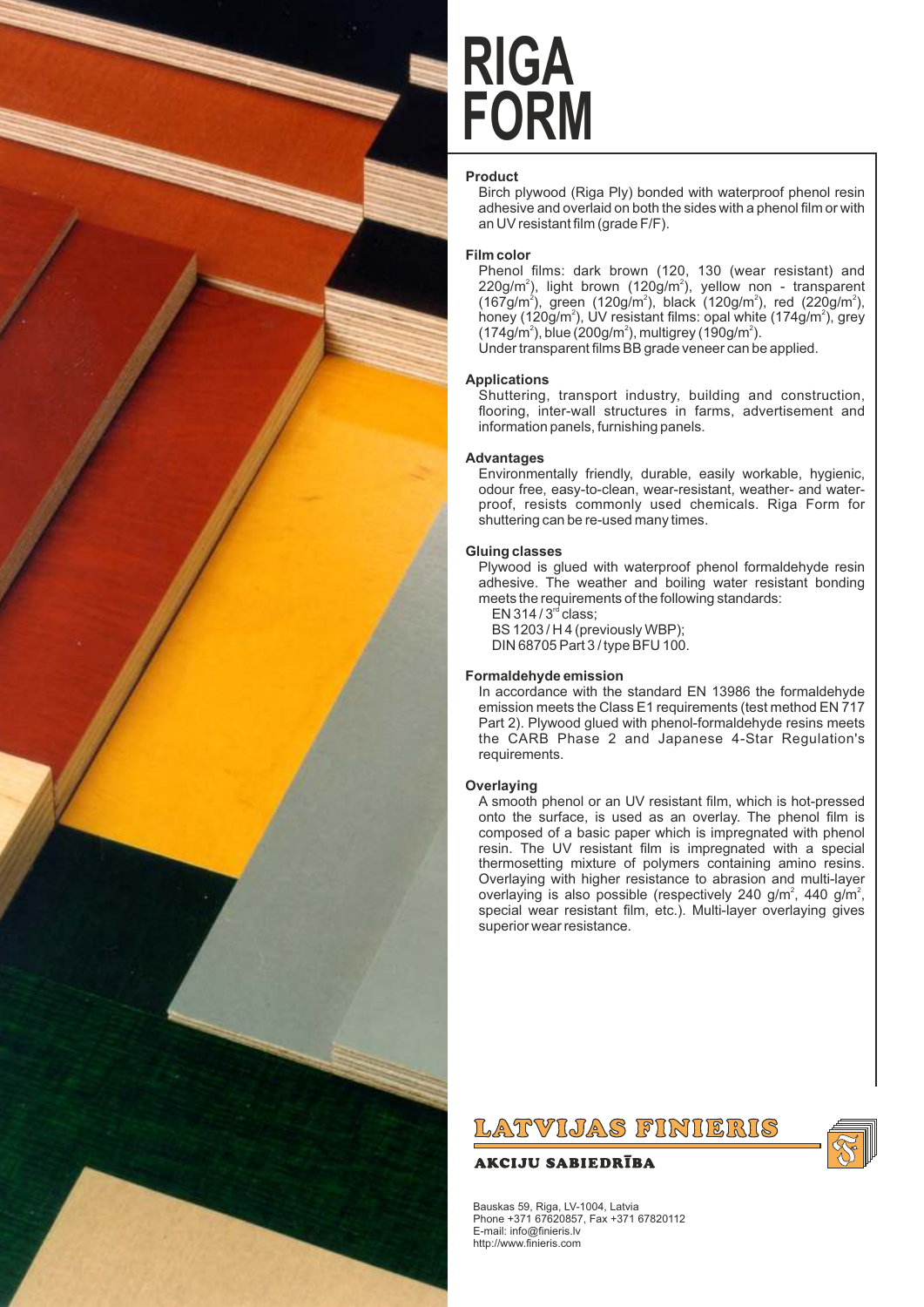# RIGA FORM

### Product

Birch plywood (Riga Ply) bonded with waterproof phenol resin adhesive and overlaid on both the sides with a phenol film or with an UV resistant film (grade F/F).

### Film color

Phenol films: dark brown (120, 130 (wear resistant) and 220g/m$^2$), light brown (120g/m$^2$), yellow non - transparent (167g/m$^2$), green (120g/m$^2$), black (120g/m$^2$), red (220g/m$^2$), honey (120g/m$^2$), UV resistant films: opal white (174g/m$^2$), grey (174g/m$^2$), blue (200g/m$^2$), multigrey (190g/m$^2$).

Under transparent films BB grade veneer can be applied.

### Applications

Shuttering, transport industry, building and construction, flooring, inter-wall structures in farms, advertisement and information panels, furnishing panels.

### Advantages

Environmentally friendly, durable, easily workable, hygienic, odour free, easy-to-clean, wear-resistant, weather- and waterproof, resists commonly used chemicals. Riga Form for shuttering can be re-used many times.

### Gluing classes

Plywood is glued with waterproof phenol formaldehyde resin adhesive. The weather and boiling water resistant bonding meets the requirements of the following standards:

EN 314 / 3$^{rd}$ class;
BS 1203 / H 4 (previously WBP);
DIN 68705 Part 3 / type BFU 100.

### Formaldehyde emission

In accordance with the standard EN 13986 the formaldehyde emission meets the Class E1 requirements (test method EN 717 Part 2). Plywood glued with phenol-formaldehyde resins meets the CARB Phase 2 and Japanese 4-Star Regulation's requirements.

### Overlaying

A smooth phenol or an UV resistant film, which is hot-pressed onto the surface, is used as an overlay. The phenol film is composed of a basic paper which is impregnated with phenol resin. The UV resistant film is impregnated with a special thermosetting mixture of polymers containing amino resins. Overlaying with higher resistance to abrasion and multi-layer overlaying is also possible (respectively 240 g/m$^2$, 440 g/m$^2$, special wear resistant film, etc.). Multi-layer overlaying gives superior wear resistance.

**LATVIJAS FINIERIS**
**AKCIJU SABIEDRĪBA**

Bauskas 59, Riga, LV-1004, Latvia
Phone +371 67620857, Fax +371 67820112
E-mail: info@finieris.lv
http://www.finieris.com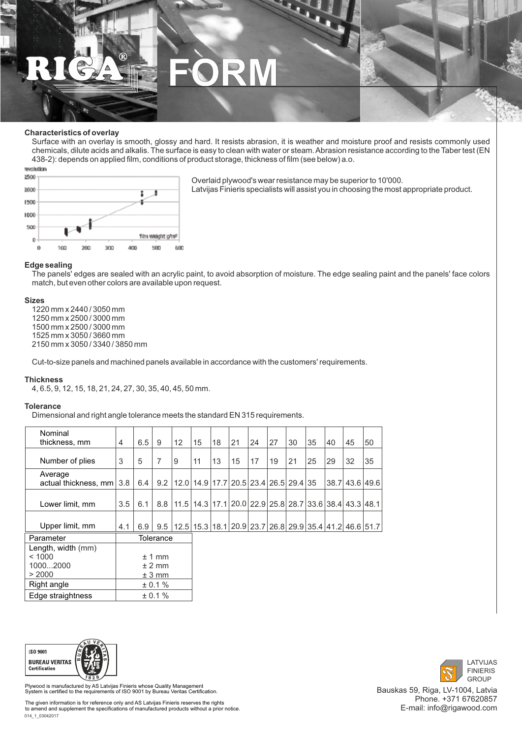# RIGA® FORM

**Characteristics of overlay**

Surface with an overlay is smooth, glossy and hard. It resists abrasion, it is weather and moisture proof and resists commonly used chemicals, dilute acids and alkalis. The surface is easy to clean with water or steam. Abrasion resistance according to the Taber test (EN 438-2): depends on applied film, conditions of product storage, thickness of film (see below) a.o.

revolution
2500
2000
1500
1000
500
0
0 100 200 300 400 500 600
film weight g/m²

Overlaid plywood's wear resistance may be superior to 10'000.
Latvijas Finieris specialists will assist you in choosing the most appropriate product.

**Edge sealing**

The panels' edges are sealed with an acrylic paint, to avoid absorption of moisture. The edge sealing paint and the panels' face colors match, but even other colors are available upon request.

**Sizes**

1220 mm x 2440 / 3050 mm
1250 mm x 2500 / 3000 mm
1500 mm x 2500 / 3000 mm
1525 mm x 3050 / 3660 mm
2150 mm x 3050 / 3340 / 3850 mm

Cut-to-size panels and machined panels available in accordance with the customers' requirements.

**Thickness**

4, 6.5, 9, 12, 15, 18, 21, 24, 27, 30, 35, 40, 45, 50 mm.

**Tolerance**

Dimensional and right angle tolerance meets the standard EN 315 requirements.

| Nominal thickness, mm | 4 | 6.5 | 9 | 12 | 15 | 18 | 21 | 24 | 27 | 30 | 35 | 40 | 45 | 50 |
|---|---|---|---|---|---|---|---|---|---|---|---|---|---|---|
| Number of plies | 3 | 5 | 7 | 9 | 11 | 13 | 15 | 17 | 19 | 21 | 25 | 29 | 32 | 35 |
| Average actual thickness, mm | 3.8 | 6.4 | 9.2 | 12.0 | 14.9 | 17.7 | 20.5 | 23.4 | 26.5 | 29.4 | 35 | 38.7 | 43.6 | 49.6 |
| Lower limit, mm | 3.5 | 6.1 | 8.8 | 11.5 | 14.3 | 17.1 | 20.0 | 22.9 | 25.8 | 28.7 | 33.6 | 38.4 | 43.3 | 48.1 |
| Upper limit, mm | 4.1 | 6.9 | 9.5 | 12.5 | 15.3 | 18.1 | 20.9 | 23.7 | 26.8 | 29.9 | 35.4 | 41.2 | 46.6 | 51.7 |

| Parameter | Tolerance |
|---|---|
| Length, width (mm)<br>< 1000<br>1000...2000<br>> 2000 | <br>± 1 mm<br>± 2 mm<br>± 3 mm |
| Right angle | ± 0.1 % |
| Edge straightness | ± 0.1 % |

ISO 9001
BUREAU VERITAS
Certification

Plywood is manufactured by AS Latvijas Finieris whose Quality Management System is certified to the requirements of ISO 9001 by Bureau Veritas Certification.

The given information is for reference only and AS Latvijas Finieris reserves the rights to amend and supplement the specifications of manufactured products without a prior notice.

014_1_03042017

LATVIJAS FINIERIS GROUP

Bauskas 59, Riga, LV-1004, Latvia
Phone. +371 67620857
E-mail: info@rigawood.com